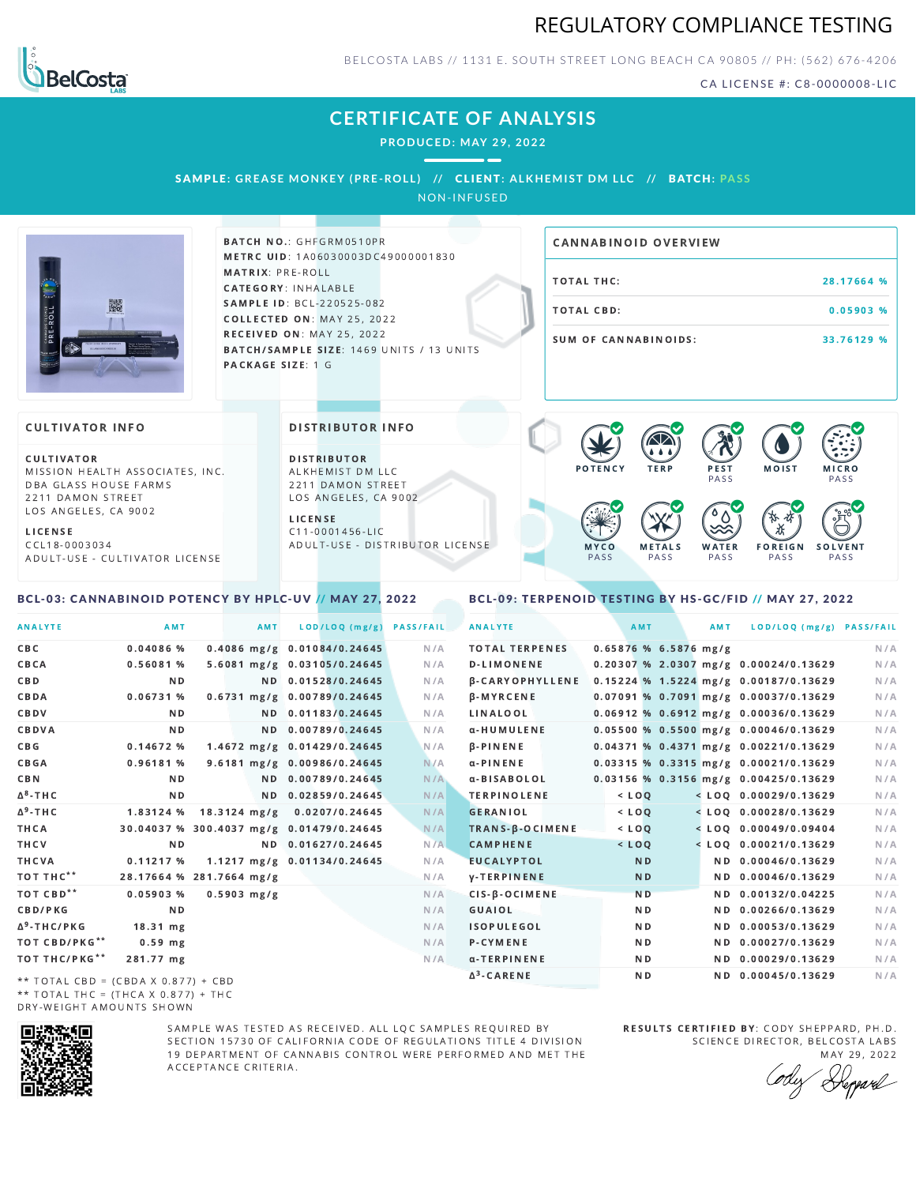# REGULATORY COMPLIANCE TESTING

BELCOSTA LABS // 1131 E. SOUTH STREET LONG BEACH CA 90805 // PH: (562) 676-4206

CA LICENSE #: C8-0000008-LIC

## CERTIFICATE OF ANALYSIS

**PRODUCED: MAY 29, 2022**

**SAMPLE:** GREASE MONKEY (PRE-ROLL) // **CLIENT:** ALKHEMIST DM LLC // **BATCH:** PASS

NON-INFUSED

**BATCH NO.:** GHFGRM0510PR
**METRC UID:** 1A06030003DC49000001830
**MATRIX:** PRE-ROLL
**CATEGORY:** INHALABLE
**SAMPLE ID:** BCL-220525-082
**COLLECTED ON:** MAY 25, 2022
**RECEIVED ON:** MAY 25, 2022
**BATCH/SAMPLE SIZE:** 1469 UNITS / 13 UNITS
**PACKAGE SIZE:** 1 G

### CANNABINOID OVERVIEW

| | |
|---|---|
| TOTAL THC: | 28.17664 % |
| TOTAL CBD: | 0.05903 % |
| SUM OF CANNABINOIDS: | 33.76129 % |

### CULTIVATOR INFO

**CULTIVATOR**
MISSION HEALTH ASSOCIATES, INC.
DBA GLASS HOUSE FARMS
2211 DAMON STREET
LOS ANGELES, CA 9002

**LICENSE**
CCL18-0003034
ADULT-USE - CULTIVATOR LICENSE

### DISTRIBUTOR INFO

**DISTRIBUTOR**
ALKHEMIST DM LLC
2211 DAMON STREET
LOS ANGELES, CA 9002

**LICENSE**
C11-0001456-LIC
ADULT-USE - DISTRIBUTOR LICENSE

POTENCY | TERP | PEST PASS | MOIST | MICRO PASS | MYCO PASS | METALS PASS | WATER PASS | FOREIGN PASS | SOLVENT PASS

### BCL-03: CANNABINOID POTENCY BY HPLC-UV // MAY 27, 2022

| ANALYTE | AMT | AMT | LOD/LOQ (mg/g) | PASS/FAIL |
|---|---|---|---|---|
| CBC | 0.04086 % | 0.4086 mg/g | 0.01084/0.24645 | N/A |
| CBCA | 0.56081 % | 5.6081 mg/g | 0.03105/0.24645 | N/A |
| CBD | ND | ND | 0.01528/0.24645 | N/A |
| CBDA | 0.06731 % | 0.6731 mg/g | 0.00789/0.24645 | N/A |
| CBDV | ND | ND | 0.01183/0.24645 | N/A |
| CBDVA | ND | ND | 0.00789/0.24645 | N/A |
| CBG | 0.14672 % | 1.4672 mg/g | 0.01429/0.24645 | N/A |
| CBGA | 0.96181 % | 9.6181 mg/g | 0.00986/0.24645 | N/A |
| CBN | ND | ND | 0.00789/0.24645 | N/A |
| Δ8-THC | ND | ND | 0.02859/0.24645 | N/A |
| Δ9-THC | 1.83124 % | 18.3124 mg/g | 0.0207/0.24645 | N/A |
| THCA | 30.04037 % | 300.4037 mg/g | 0.01479/0.24645 | N/A |
| THCV | ND | ND | 0.01627/0.24645 | N/A |
| THCVA | 0.11217 % | 1.1217 mg/g | 0.01134/0.24645 | N/A |
| TOT THC** | 28.17664 % | 281.7664 mg/g | | N/A |
| TOT CBD** | 0.05903 % | 0.5903 mg/g | | N/A |
| CBD/PKG | ND | | | N/A |
| Δ9-THC/PKG | 18.31 mg | | | N/A |
| TOT CBD/PKG** | 0.59 mg | | | N/A |
| TOT THC/PKG** | 281.77 mg | | | N/A |

** TOTAL CBD = (CBDA X 0.877) + CBD
** TOTAL THC = (THCA X 0.877) + THC
DRY-WEIGHT AMOUNTS SHOWN

### BCL-09: TERPENOID TESTING BY HS-GC/FID // MAY 27, 2022

| ANALYTE | AMT | AMT | LOD/LOQ (mg/g) | PASS/FAIL |
|---|---|---|---|---|
| TOTAL TERPENES | 0.65876 % | 6.5876 mg/g | | N/A |
| D-LIMONENE | 0.20307 % | 2.0307 mg/g | 0.00024/0.13629 | N/A |
| β-CARYOPHYLLENE | 0.15224 % | 1.5224 mg/g | 0.00187/0.13629 | N/A |
| β-MYRCENE | 0.07091 % | 0.7091 mg/g | 0.00037/0.13629 | N/A |
| LINALOOL | 0.06912 % | 0.6912 mg/g | 0.00036/0.13629 | N/A |
| α-HUMULENE | 0.05500 % | 0.5500 mg/g | 0.00046/0.13629 | N/A |
| β-PINENE | 0.04371 % | 0.4371 mg/g | 0.00221/0.13629 | N/A |
| α-PINENE | 0.03315 % | 0.3315 mg/g | 0.00021/0.13629 | N/A |
| α-BISABOLOL | 0.03156 % | 0.3156 mg/g | 0.00425/0.13629 | N/A |
| TERPINOLENE | < LOQ | < LOQ | 0.00029/0.13629 | N/A |
| GERANIOL | < LOQ | < LOQ | 0.00028/0.13629 | N/A |
| TRANS-β-OCIMENE | < LOQ | < LOQ | 0.00049/0.09404 | N/A |
| CAMPHENE | < LOQ | < LOQ | 0.00021/0.13629 | N/A |
| EUCALYPTOL | ND | ND | 0.00046/0.13629 | N/A |
| γ-TERPINENE | ND | ND | 0.00046/0.13629 | N/A |
| CIS-β-OCIMENE | ND | ND | 0.00132/0.04225 | N/A |
| GUAIOL | ND | ND | 0.00266/0.13629 | N/A |
| ISOPULEGOL | ND | ND | 0.00053/0.13629 | N/A |
| P-CYMENE | ND | ND | 0.00027/0.13629 | N/A |
| α-TERPINENE | ND | ND | 0.00029/0.13629 | N/A |
| Δ3-CARENE | ND | ND | 0.00045/0.13629 | N/A |

SAMPLE WAS TESTED AS RECEIVED. ALL LQC SAMPLES REQUIRED BY SECTION 15730 OF CALIFORNIA CODE OF REGULATIONS TITLE 4 DIVISION 19 DEPARTMENT OF CANNABIS CONTROL WERE PERFORMED AND MET THE ACCEPTANCE CRITERIA.

**RESULTS CERTIFIED BY:** CODY SHEPPARD, PH.D.
SCIENCE DIRECTOR, BELCOSTA LABS
MAY 29, 2022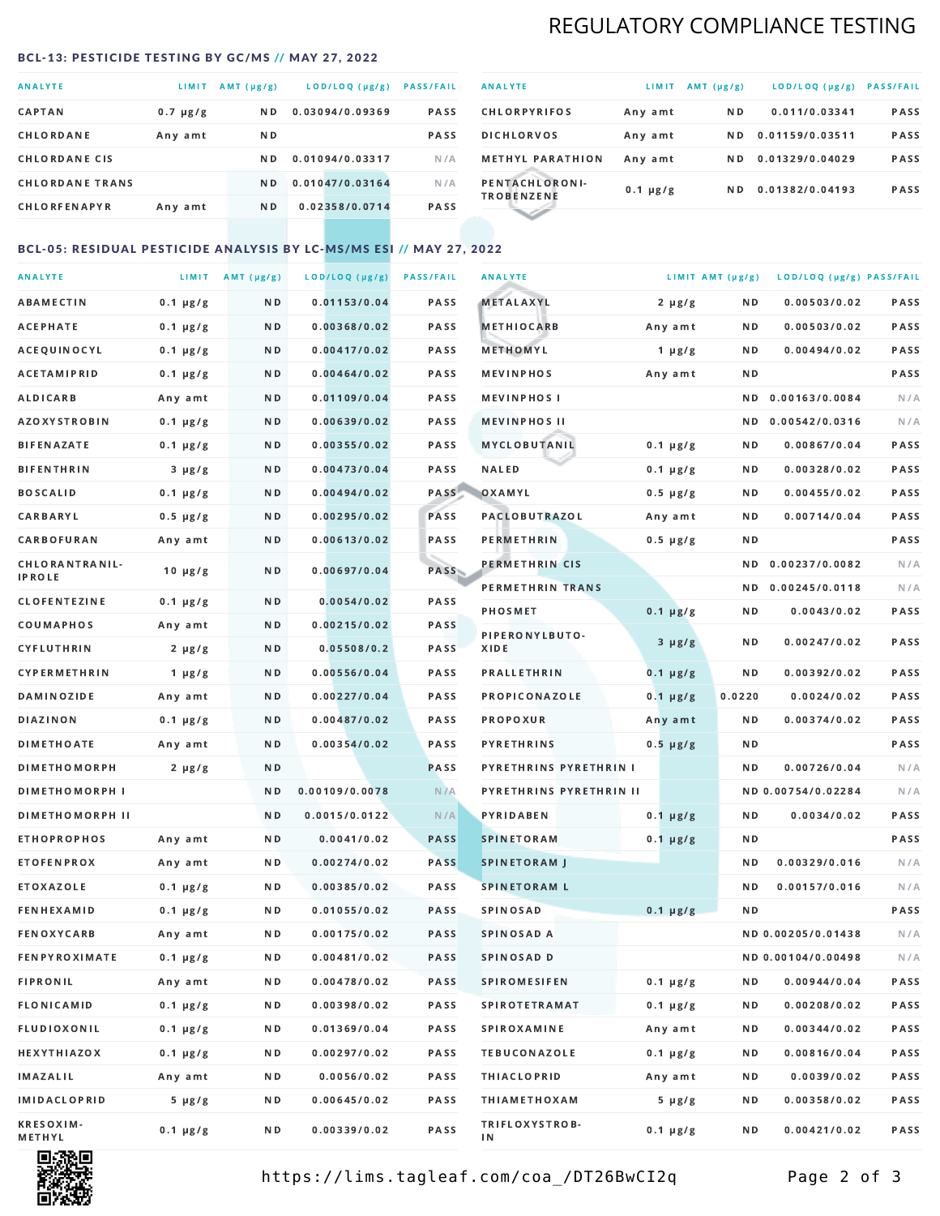# REGULATORY COMPLIANCE TESTING

## BCL-13: PESTICIDE TESTING BY GC/MS // MAY 27, 2022

| ANALYTE | LIMIT | AMT (μg/g) | LOD/LOQ (μg/g) | PASS/FAIL |
|---|---|---|---|---|
| CAPTAN | 0.7 μg/g | ND | 0.03094/0.09369 | PASS |
| CHLORDANE | Any amt | ND | | PASS |
| CHLORDANE CIS | | ND | 0.01094/0.03317 | N/A |
| CHLORDANE TRANS | | ND | 0.01047/0.03164 | N/A |
| CHLORFENAPYR | Any amt | ND | 0.02358/0.0714 | PASS |
| CHLORPYRIFOS | Any amt | ND | 0.011/0.03341 | PASS |
| DICHLORVOS | Any amt | ND | 0.01159/0.03511 | PASS |
| METHYL PARATHION | Any amt | ND | 0.01329/0.04029 | PASS |
| PENTACHLORONITROBENZENE | 0.1 μg/g | ND | 0.01382/0.04193 | PASS |

## BCL-05: RESIDUAL PESTICIDE ANALYSIS BY LC-MS/MS ESI // MAY 27, 2022

| ANALYTE | LIMIT | AMT (μg/g) | LOD/LOQ (μg/g) | PASS/FAIL |
|---|---|---|---|---|
| ABAMECTIN | 0.1 μg/g | ND | 0.01153/0.04 | PASS |
| ACEPHATE | 0.1 μg/g | ND | 0.00368/0.02 | PASS |
| ACEQUINOCYL | 0.1 μg/g | ND | 0.00417/0.02 | PASS |
| ACETAMIPRID | 0.1 μg/g | ND | 0.00464/0.02 | PASS |
| ALDICARB | Any amt | ND | 0.01109/0.04 | PASS |
| AZOXYSTROBIN | 0.1 μg/g | ND | 0.00639/0.02 | PASS |
| BIFENAZATE | 0.1 μg/g | ND | 0.00355/0.02 | PASS |
| BIFENTHRIN | 3 μg/g | ND | 0.00473/0.04 | PASS |
| BOSCALID | 0.1 μg/g | ND | 0.00494/0.02 | PASS |
| CARBARYL | 0.5 μg/g | ND | 0.00295/0.02 | PASS |
| CARBOFURAN | Any amt | ND | 0.00613/0.02 | PASS |
| CHLORANTRANILIPROLE | 10 μg/g | ND | 0.00697/0.04 | PASS |
| CLOFENTEZINE | 0.1 μg/g | ND | 0.0054/0.02 | PASS |
| COUMAPHOS | Any amt | ND | 0.00215/0.02 | PASS |
| CYFLUTHRIN | 2 μg/g | ND | 0.05508/0.2 | PASS |
| CYPERMETHRIN | 1 μg/g | ND | 0.00556/0.04 | PASS |
| DAMINOZIDE | Any amt | ND | 0.00227/0.04 | PASS |
| DIAZINON | 0.1 μg/g | ND | 0.00487/0.02 | PASS |
| DIMETHOATE | Any amt | ND | 0.00354/0.02 | PASS |
| DIMETHOMORPH | 2 μg/g | ND | | PASS |
| DIMETHOMORPH I | | ND | 0.00109/0.0078 | N/A |
| DIMETHOMORPH II | | ND | 0.0015/0.0122 | N/A |
| ETHOPROPHOS | Any amt | ND | 0.0041/0.02 | PASS |
| ETOFENPROX | Any amt | ND | 0.00274/0.02 | PASS |
| ETOXAZOLE | 0.1 μg/g | ND | 0.00385/0.02 | PASS |
| FENHEXAMID | 0.1 μg/g | ND | 0.01055/0.02 | PASS |
| FENOXYCARB | Any amt | ND | 0.00175/0.02 | PASS |
| FENPYROXIMATE | 0.1 μg/g | ND | 0.00481/0.02 | PASS |
| FIPRONIL | Any amt | ND | 0.00478/0.02 | PASS |
| FLONICAMID | 0.1 μg/g | ND | 0.00398/0.02 | PASS |
| FLUDIOXONIL | 0.1 μg/g | ND | 0.01369/0.04 | PASS |
| HEXYTHIAZOX | 0.1 μg/g | ND | 0.00297/0.02 | PASS |
| IMAZALIL | Any amt | ND | 0.0056/0.02 | PASS |
| IMIDACLOPRID | 5 μg/g | ND | 0.00645/0.02 | PASS |
| KRESOXIM-METHYL | 0.1 μg/g | ND | 0.00339/0.02 | PASS |
| METALAXYL | 2 μg/g | ND | 0.00503/0.02 | PASS |
| METHIOCARB | Any amt | ND | 0.00503/0.02 | PASS |
| METHOMYL | 1 μg/g | ND | 0.00494/0.02 | PASS |
| MEVINPHOS | Any amt | ND | | PASS |
| MEVINPHOS I | | ND | 0.00163/0.0084 | N/A |
| MEVINPHOS II | | ND | 0.00542/0.0316 | N/A |
| MYCLOBUTANIL | 0.1 μg/g | ND | 0.00867/0.04 | PASS |
| NALED | 0.1 μg/g | ND | 0.00328/0.02 | PASS |
| OXAMYL | 0.5 μg/g | ND | 0.00455/0.02 | PASS |
| PACLOBUTRAZOL | Any amt | ND | 0.00714/0.04 | PASS |
| PERMETHRIN | 0.5 μg/g | ND | | PASS |
| PERMETHRIN CIS | | ND | 0.00237/0.0082 | N/A |
| PERMETHRIN TRANS | | ND | 0.00245/0.0118 | N/A |
| PHOSMET | 0.1 μg/g | ND | 0.0043/0.02 | PASS |
| PIPERONYLBUTOXIDE | 3 μg/g | ND | 0.00247/0.02 | PASS |
| PRALLETHRIN | 0.1 μg/g | ND | 0.00392/0.02 | PASS |
| PROPICONAZOLE | 0.1 μg/g | 0.0220 | 0.0024/0.02 | PASS |
| PROPOXUR | Any amt | ND | 0.00374/0.02 | PASS |
| PYRETHRINS | 0.5 μg/g | ND | | PASS |
| PYRETHRINS PYRETHRIN I | | ND | 0.00726/0.04 | N/A |
| PYRETHRINS PYRETHRIN II | | ND | 0.00754/0.02284 | N/A |
| PYRIDABEN | 0.1 μg/g | ND | 0.0034/0.02 | PASS |
| SPINETORAM | 0.1 μg/g | ND | | PASS |
| SPINETORAM J | | ND | 0.00329/0.016 | N/A |
| SPINETORAM L | | ND | 0.00157/0.016 | N/A |
| SPINOSAD | 0.1 μg/g | ND | | PASS |
| SPINOSAD A | | ND | 0.00205/0.01438 | N/A |
| SPINOSAD D | | ND | 0.00104/0.00498 | N/A |
| SPIROMESIFEN | 0.1 μg/g | ND | 0.00944/0.04 | PASS |
| SPIROTETRAMAT | 0.1 μg/g | ND | 0.00208/0.02 | PASS |
| SPIROXAMINE | Any amt | ND | 0.00344/0.02 | PASS |
| TEBUCONAZOLE | 0.1 μg/g | ND | 0.00816/0.04 | PASS |
| THIACLOPRID | Any amt | ND | 0.0039/0.02 | PASS |
| THIAMETHOXAM | 5 μg/g | ND | 0.00358/0.02 | PASS |
| TRIFLOXYSTROBIN | 0.1 μg/g | ND | 0.00421/0.02 | PASS |

https://lims.tagleaf.com/coa_/DT26BwCI2q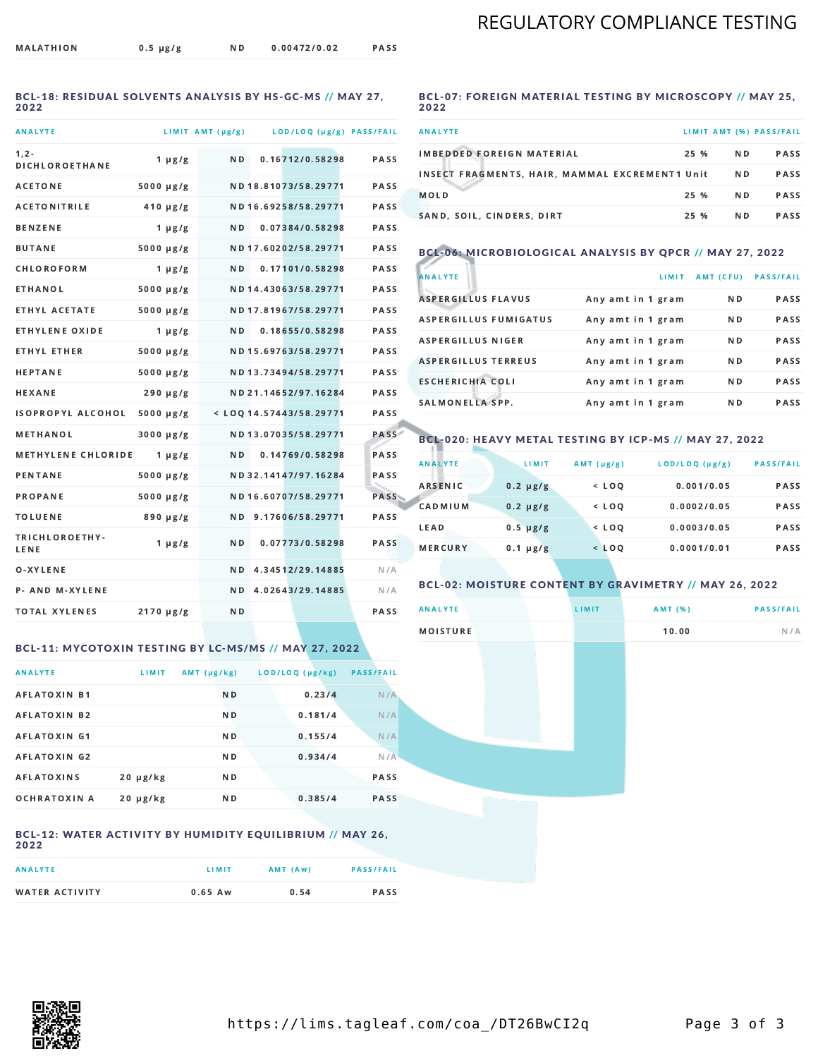# REGULATORY COMPLIANCE TESTING

| | | | | |
|---|---|---|---|---|
| MALATHION | 0.5 µg/g | ND | 0.00472/0.02 | PASS |

## BCL-18: RESIDUAL SOLVENTS ANALYSIS BY HS-GC-MS // MAY 27, 2022

| ANALYTE | LIMIT | AMT (µg/g) | LOD/LOQ (µg/g) | PASS/FAIL |
|---|---|---|---|---|
| 1,2-DICHLOROETHANE | 1 µg/g | ND | 0.16712/0.58298 | PASS |
| ACETONE | 5000 µg/g | ND | 18.81073/58.29771 | PASS |
| ACETONITRILE | 410 µg/g | ND | 16.69258/58.29771 | PASS |
| BENZENE | 1 µg/g | ND | 0.07384/0.58298 | PASS |
| BUTANE | 5000 µg/g | ND | 17.60202/58.29771 | PASS |
| CHLOROFORM | 1 µg/g | ND | 0.17101/0.58298 | PASS |
| ETHANOL | 5000 µg/g | ND | 14.43063/58.29771 | PASS |
| ETHYL ACETATE | 5000 µg/g | ND | 17.81967/58.29771 | PASS |
| ETHYLENE OXIDE | 1 µg/g | ND | 0.18655/0.58298 | PASS |
| ETHYL ETHER | 5000 µg/g | ND | 15.69763/58.29771 | PASS |
| HEPTANE | 5000 µg/g | ND | 13.73494/58.29771 | PASS |
| HEXANE | 290 µg/g | ND | 21.14652/97.16284 | PASS |
| ISOPROPYL ALCOHOL | 5000 µg/g | < LOQ | 14.57443/58.29771 | PASS |
| METHANOL | 3000 µg/g | ND | 13.07035/58.29771 | PASS |
| METHYLENE CHLORIDE | 1 µg/g | ND | 0.14769/0.58298 | PASS |
| PENTANE | 5000 µg/g | ND | 32.14147/97.16284 | PASS |
| PROPANE | 5000 µg/g | ND | 16.60707/58.29771 | PASS |
| TOLUENE | 890 µg/g | ND | 9.17606/58.29771 | PASS |
| TRICHLOROETHYLENE | 1 µg/g | ND | 0.07773/0.58298 | PASS |
| O-XYLENE | | ND | 4.34512/29.14885 | N/A |
| P- AND M-XYLENE | | ND | 4.02643/29.14885 | N/A |
| TOTAL XYLENES | 2170 µg/g | ND | | PASS |

## BCL-11: MYCOTOXIN TESTING BY LC-MS/MS // MAY 27, 2022

| ANALYTE | LIMIT | AMT (µg/kg) | LOD/LOQ (µg/kg) | PASS/FAIL |
|---|---|---|---|---|
| AFLATOXIN B1 | | ND | 0.23/4 | N/A |
| AFLATOXIN B2 | | ND | 0.181/4 | N/A |
| AFLATOXIN G1 | | ND | 0.155/4 | N/A |
| AFLATOXIN G2 | | ND | 0.934/4 | N/A |
| AFLATOXINS | 20 µg/kg | ND | | PASS |
| OCHRATOXIN A | 20 µg/kg | ND | 0.385/4 | PASS |

## BCL-12: WATER ACTIVITY BY HUMIDITY EQUILIBRIUM // MAY 26, 2022

| ANALYTE | LIMIT | AMT (Aw) | PASS/FAIL |
|---|---|---|---|
| WATER ACTIVITY | 0.65 Aw | 0.54 | PASS |

## BCL-07: FOREIGN MATERIAL TESTING BY MICROSCOPY // MAY 25, 2022

| ANALYTE | LIMIT | AMT (%) | PASS/FAIL |
|---|---|---|---|
| IMBEDDED FOREIGN MATERIAL | 25 % | ND | PASS |
| INSECT FRAGMENTS, HAIR, MAMMAL EXCREMENT | 1 Unit | ND | PASS |
| MOLD | 25 % | ND | PASS |
| SAND, SOIL, CINDERS, DIRT | 25 % | ND | PASS |

## BCL-06: MICROBIOLOGICAL ANALYSIS BY QPCR // MAY 27, 2022

| ANALYTE | LIMIT | AMT (CFU) | PASS/FAIL |
|---|---|---|---|
| ASPERGILLUS FLAVUS | Any amt in 1 gram | ND | PASS |
| ASPERGILLUS FUMIGATUS | Any amt in 1 gram | ND | PASS |
| ASPERGILLUS NIGER | Any amt in 1 gram | ND | PASS |
| ASPERGILLUS TERREUS | Any amt in 1 gram | ND | PASS |
| ESCHERICHIA COLI | Any amt in 1 gram | ND | PASS |
| SALMONELLA SPP. | Any amt in 1 gram | ND | PASS |

## BCL-020: HEAVY METAL TESTING BY ICP-MS // MAY 27, 2022

| ANALYTE | LIMIT | AMT (µg/g) | LOD/LOQ (µg/g) | PASS/FAIL |
|---|---|---|---|---|
| ARSENIC | 0.2 µg/g | < LOQ | 0.001/0.05 | PASS |
| CADMIUM | 0.2 µg/g | < LOQ | 0.0002/0.05 | PASS |
| LEAD | 0.5 µg/g | < LOQ | 0.0003/0.05 | PASS |
| MERCURY | 0.1 µg/g | < LOQ | 0.0001/0.01 | PASS |

## BCL-02: MOISTURE CONTENT BY GRAVIMETRY // MAY 26, 2022

| ANALYTE | LIMIT | AMT (%) | PASS/FAIL |
|---|---|---|---|
| MOISTURE | | 10.00 | N/A |

https://lims.tagleaf.com/coa_/DT26BwCI2q